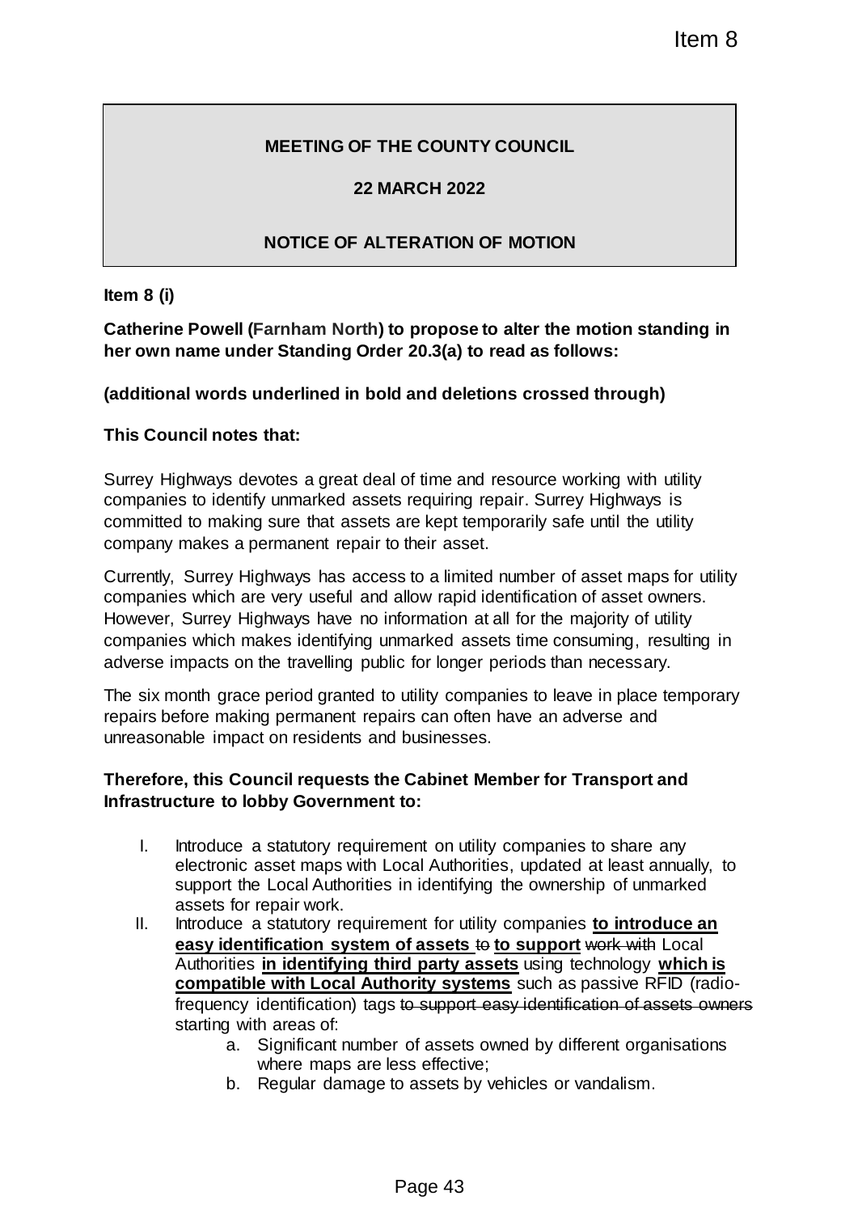# MEETING OF THE COUNTY COUNCIL

## 22 MARCH 2022

## NOTICE OF ALTERATION OF MOTION

**Item 8 (i)**

**Catherine Powell (Farnham North) to propose to alter the motion standing in her own name under Standing Order 20.3(a) to read as follows:**

**(additional words underlined in bold and deletions crossed through)**

**This Council notes that:**

Surrey Highways devotes a great deal of time and resource working with utility companies to identify unmarked assets requiring repair. Surrey Highways is committed to making sure that assets are kept temporarily safe until the utility company makes a permanent repair to their asset.

Currently, Surrey Highways has access to a limited number of asset maps for utility companies which are very useful and allow rapid identification of asset owners. However, Surrey Highways have no information at all for the majority of utility companies which makes identifying unmarked assets time consuming, resulting in adverse impacts on the travelling public for longer periods than necessary.

The six month grace period granted to utility companies to leave in place temporary repairs before making permanent repairs can often have an adverse and unreasonable impact on residents and businesses.

**Therefore, this Council requests the Cabinet Member for Transport and Infrastructure to lobby Government to:**

I. Introduce a statutory requirement on utility companies to share any electronic asset maps with Local Authorities, updated at least annually, to support the Local Authorities in identifying the ownership of unmarked assets for repair work.
II. Introduce a statutory requirement for utility companies <u>**to introduce an easy identification system of assets**</u> ~~to~~ <u>**to support**</u> ~~work with~~ Local Authorities <u>**in identifying third party assets**</u> using technology <u>**which is compatible with Local Authority systems**</u> such as passive RFID (radio-frequency identification) tags ~~to support easy identification of assets owners~~ starting with areas of:
    a. Significant number of assets owned by different organisations where maps are less effective;
    b. Regular damage to assets by vehicles or vandalism.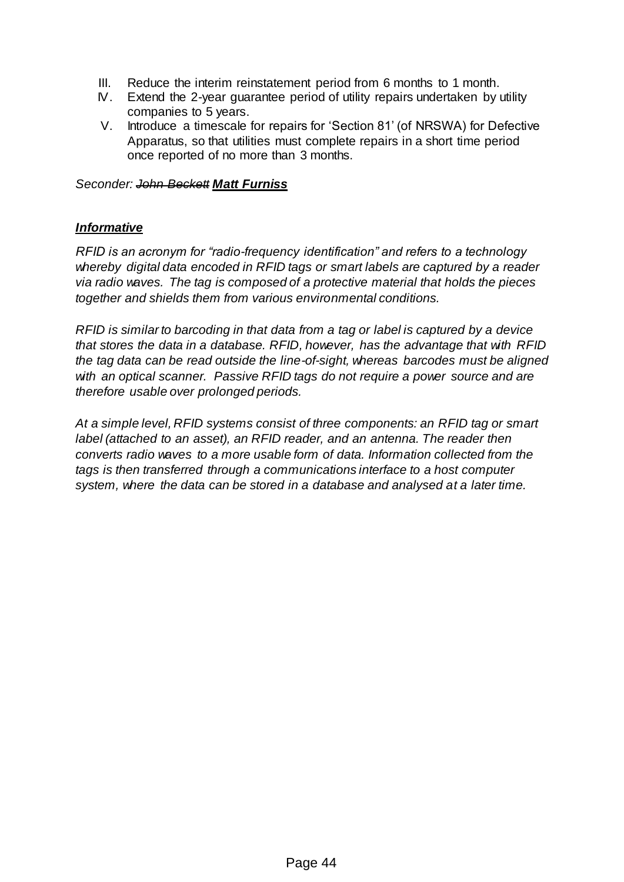III. Reduce the interim reinstatement period from 6 months to 1 month.
IV. Extend the 2-year guarantee period of utility repairs undertaken by utility companies to 5 years.
V. Introduce a timescale for repairs for 'Section 81' (of NRSWA) for Defective Apparatus, so that utilities must complete repairs in a short time period once reported of no more than 3 months.

*Seconder: ~~John Beckett~~ **Matt Furniss***

***Informative***

*RFID is an acronym for "radio-frequency identification" and refers to a technology whereby digital data encoded in RFID tags or smart labels are captured by a reader via radio waves. The tag is composed of a protective material that holds the pieces together and shields them from various environmental conditions.*

*RFID is similar to barcoding in that data from a tag or label is captured by a device that stores the data in a database. RFID, however, has the advantage that with RFID the tag data can be read outside the line-of-sight, whereas barcodes must be aligned with an optical scanner. Passive RFID tags do not require a power source and are therefore usable over prolonged periods.*

*At a simple level, RFID systems consist of three components: an RFID tag or smart label (attached to an asset), an RFID reader, and an antenna. The reader then converts radio waves to a more usable form of data. Information collected from the tags is then transferred through a communications interface to a host computer system, where the data can be stored in a database and analysed at a later time.*